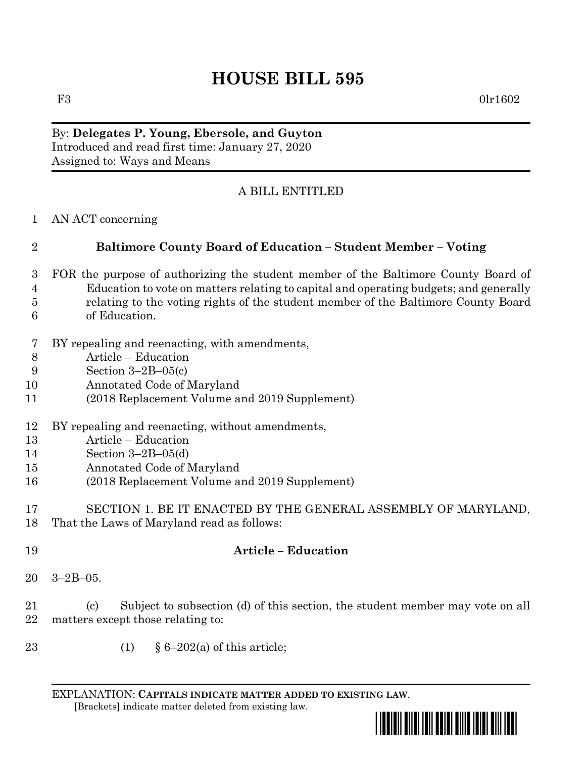# HOUSE BILL 595

F3 0lr1602

By: **Delegates P. Young, Ebersole, and Guyton**
Introduced and read first time: January 27, 2020
Assigned to: Ways and Means

A BILL ENTITLED

1 AN ACT concerning

2 **Baltimore County Board of Education – Student Member – Voting**

3 FOR the purpose of authorizing the student member of the Baltimore County Board of
4 Education to vote on matters relating to capital and operating budgets; and generally
5 relating to the voting rights of the student member of the Baltimore County Board
6 of Education.

7 BY repealing and reenacting, with amendments,
8 Article – Education
9 Section 3–2B–05(c)
10 Annotated Code of Maryland
11 (2018 Replacement Volume and 2019 Supplement)

12 BY repealing and reenacting, without amendments,
13 Article – Education
14 Section 3–2B–05(d)
15 Annotated Code of Maryland
16 (2018 Replacement Volume and 2019 Supplement)

17 SECTION 1. BE IT ENACTED BY THE GENERAL ASSEMBLY OF MARYLAND,
18 That the Laws of Maryland read as follows:

19 **Article – Education**

20 3–2B–05.

21 (c) Subject to subsection (d) of this section, the student member may vote on all
22 matters except those relating to:

23 (1) § 6–202(a) of this article;

EXPLANATION: **CAPITALS INDICATE MATTER ADDED TO EXISTING LAW**.
[Brackets] indicate matter deleted from existing law.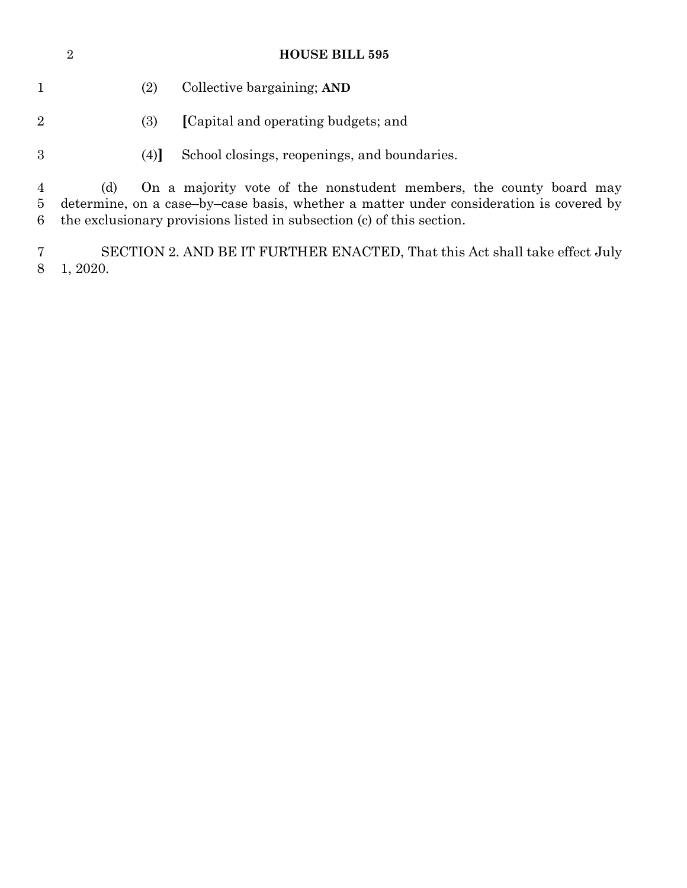(2) Collective bargaining; **AND**

(3) **[**Capital and operating budgets; and

(4)**]** School closings, reopenings, and boundaries.

(d) On a majority vote of the nonstudent members, the county board may determine, on a case–by–case basis, whether a matter under consideration is covered by the exclusionary provisions listed in subsection (c) of this section.

SECTION 2. AND BE IT FURTHER ENACTED, That this Act shall take effect July 1, 2020.